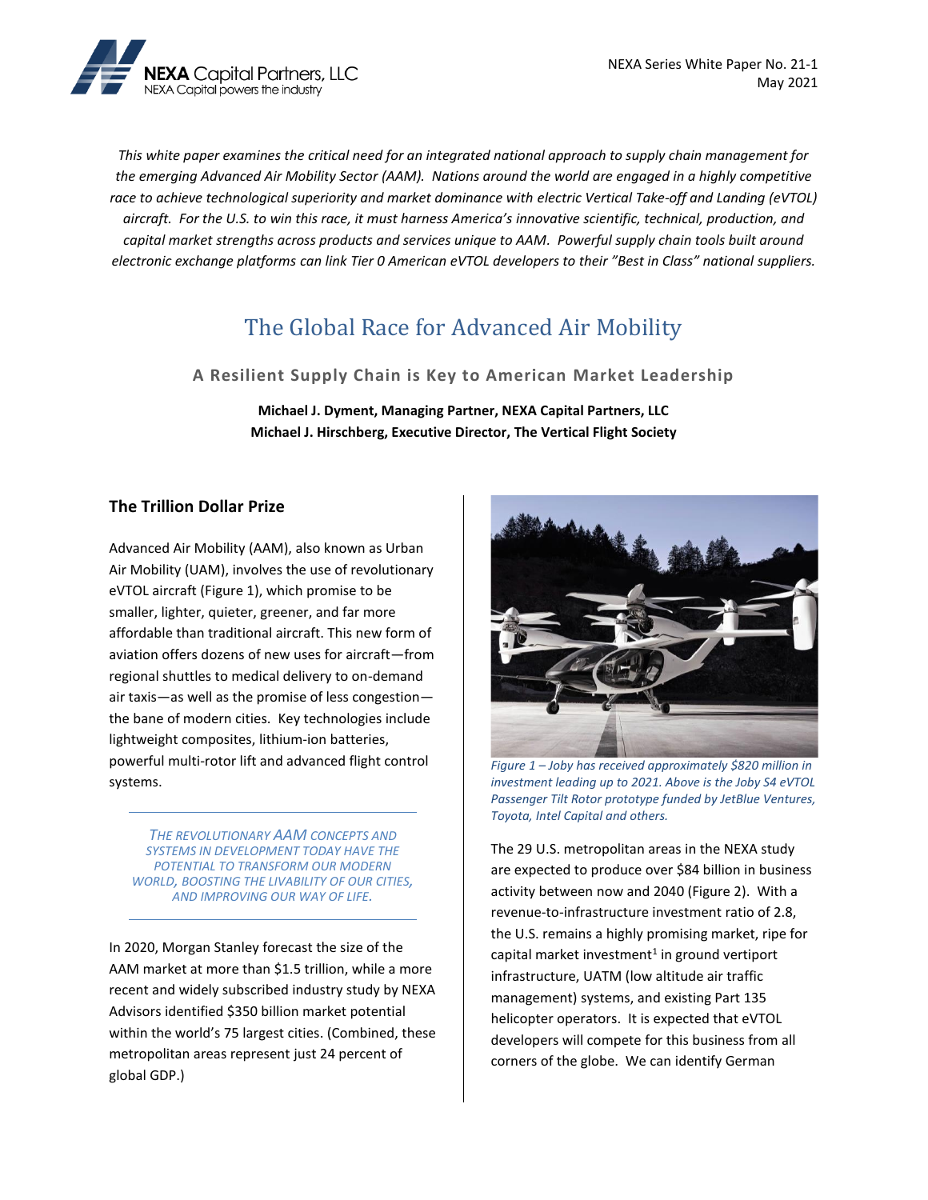NEXA Capital Partners, LLC
NEXA Capital powers the industry

NEXA Series White Paper No. 21-1
May 2021

*This white paper examines the critical need for an integrated national approach to supply chain management for the emerging Advanced Air Mobility Sector (AAM). Nations around the world are engaged in a highly competitive race to achieve technological superiority and market dominance with electric Vertical Take-off and Landing (eVTOL) aircraft. For the U.S. to win this race, it must harness America's innovative scientific, technical, production, and capital market strengths across products and services unique to AAM. Powerful supply chain tools built around electronic exchange platforms can link Tier 0 American eVTOL developers to their "Best in Class" national suppliers.*

# The Global Race for Advanced Air Mobility

### A Resilient Supply Chain is Key to American Market Leadership

**Michael J. Dyment, Managing Partner, NEXA Capital Partners, LLC**
**Michael J. Hirschberg, Executive Director, The Vertical Flight Society**

## The Trillion Dollar Prize

Advanced Air Mobility (AAM), also known as Urban Air Mobility (UAM), involves the use of revolutionary eVTOL aircraft (Figure 1), which promise to be smaller, lighter, quieter, greener, and far more affordable than traditional aircraft. This new form of aviation offers dozens of new uses for aircraft—from regional shuttles to medical delivery to on-demand air taxis—as well as the promise of less congestion—the bane of modern cities. Key technologies include lightweight composites, lithium-ion batteries, powerful multi-rotor lift and advanced flight control systems.

*THE REVOLUTIONARY AAM CONCEPTS AND SYSTEMS IN DEVELOPMENT TODAY HAVE THE POTENTIAL TO TRANSFORM OUR MODERN WORLD, BOOSTING THE LIVABILITY OF OUR CITIES, AND IMPROVING OUR WAY OF LIFE.*

In 2020, Morgan Stanley forecast the size of the AAM market at more than $1.5 trillion, while a more recent and widely subscribed industry study by NEXA Advisors identified $350 billion market potential within the world's 75 largest cities. (Combined, these metropolitan areas represent just 24 percent of global GDP.)

*Figure 1 – Joby has received approximately $820 million in investment leading up to 2021. Above is the Joby S4 eVTOL Passenger Tilt Rotor prototype funded by JetBlue Ventures, Toyota, Intel Capital and others.*

The 29 U.S. metropolitan areas in the NEXA study are expected to produce over $84 billion in business activity between now and 2040 (Figure 2). With a revenue-to-infrastructure investment ratio of 2.8, the U.S. remains a highly promising market, ripe for capital market investment[1] in ground vertiport infrastructure, UATM (low altitude air traffic management) systems, and existing Part 135 helicopter operators. It is expected that eVTOL developers will compete for this business from all corners of the globe. We can identify German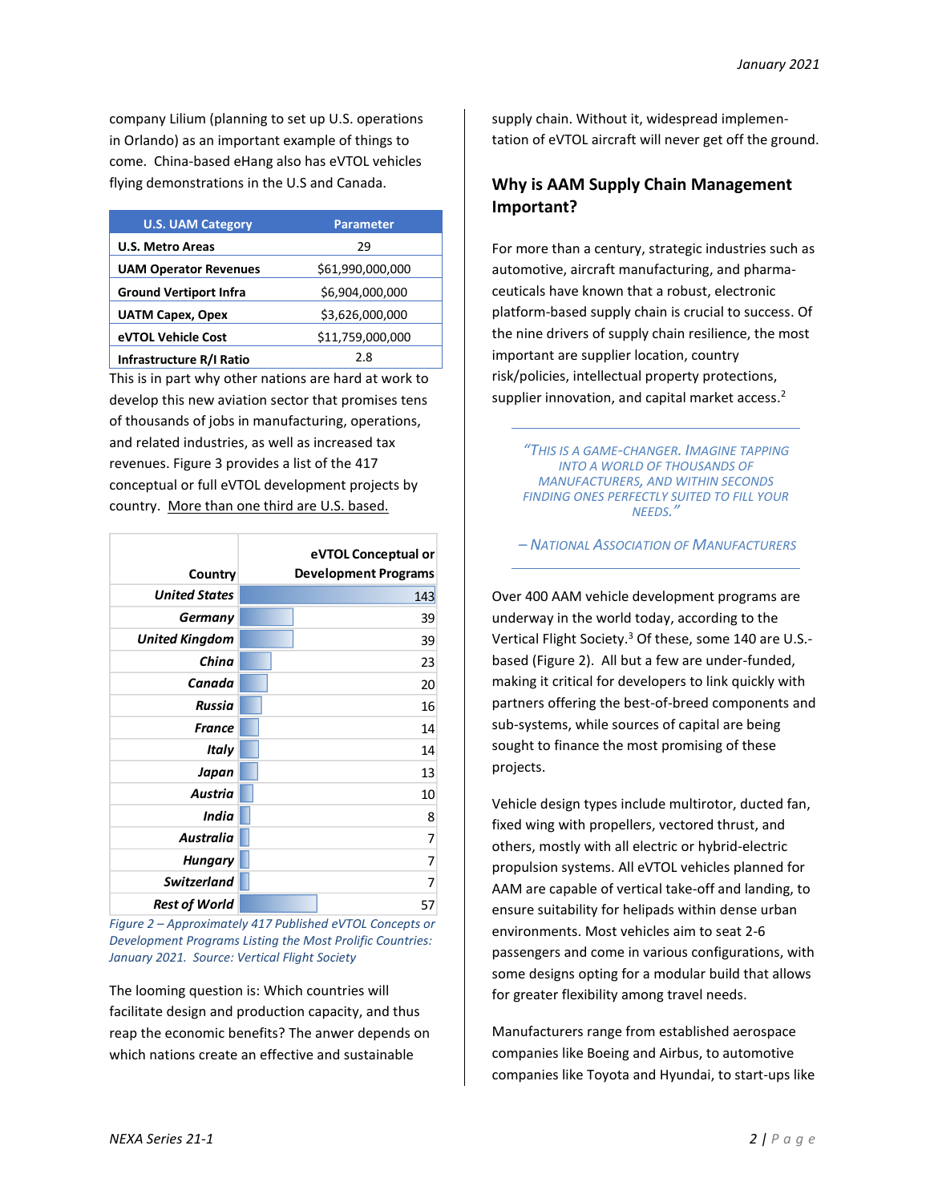company Lilium (planning to set up U.S. operations in Orlando) as an important example of things to come. China-based eHang also has eVTOL vehicles flying demonstrations in the U.S and Canada.

| U.S. UAM Category | Parameter |
|---|---|
| **U.S. Metro Areas** | 29 |
| **UAM Operator Revenues** | $61,990,000,000 |
| **Ground Vertiport Infra** | $6,904,000,000 |
| **UATM Capex, Opex** | $3,626,000,000 |
| **eVTOL Vehicle Cost** | $11,759,000,000 |
| **Infrastructure R/I Ratio** | 2.8 |

This is in part why other nations are hard at work to develop this new aviation sector that promises tens of thousands of jobs in manufacturing, operations, and related industries, as well as increased tax revenues. Figure 3 provides a list of the 417 conceptual or full eVTOL development projects by country. More than one third are U.S. based.

| Country | eVTOL Conceptual or Development Programs |
|---|---|
| *United States* | 143 |
| *Germany* | 39 |
| *United Kingdom* | 39 |
| *China* | 23 |
| *Canada* | 20 |
| *Russia* | 16 |
| *France* | 14 |
| *Italy* | 14 |
| *Japan* | 13 |
| *Austria* | 10 |
| *India* | 8 |
| *Australia* | 7 |
| *Hungary* | 7 |
| *Switzerland* | 7 |
| *Rest of World* | 57 |

*Figure 2 – Approximately 417 Published eVTOL Concepts or Development Programs Listing the Most Prolific Countries: January 2021. Source: Vertical Flight Society*

The looming question is: Which countries will facilitate design and production capacity, and thus reap the economic benefits? The anwer depends on which nations create an effective and sustainable supply chain. Without it, widespread implementation of eVTOL aircraft will never get off the ground.

## Why is AAM Supply Chain Management Important?

For more than a century, strategic industries such as automotive, aircraft manufacturing, and pharmaceuticals have known that a robust, electronic platform-based supply chain is crucial to success. Of the nine drivers of supply chain resilience, the most important are supplier location, country risk/policies, intellectual property protections, supplier innovation, and capital market access.[2]

> *"This is a game-changer. Imagine tapping into a world of thousands of manufacturers, and within seconds finding ones perfectly suited to fill your needs."*
>
> *– National Association of Manufacturers*

Over 400 AAM vehicle development programs are underway in the world today, according to the Vertical Flight Society.[3] Of these, some 140 are U.S.-based (Figure 2). All but a few are under-funded, making it critical for developers to link quickly with partners offering the best-of-breed components and sub-systems, while sources of capital are being sought to finance the most promising of these projects.

Vehicle design types include multirotor, ducted fan, fixed wing with propellers, vectored thrust, and others, mostly with all electric or hybrid-electric propulsion systems. All eVTOL vehicles planned for AAM are capable of vertical take-off and landing, to ensure suitability for helipads within dense urban environments. Most vehicles aim to seat 2-6 passengers and come in various configurations, with some designs opting for a modular build that allows for greater flexibility among travel needs.

Manufacturers range from established aerospace companies like Boeing and Airbus, to automotive companies like Toyota and Hyundai, to start-ups like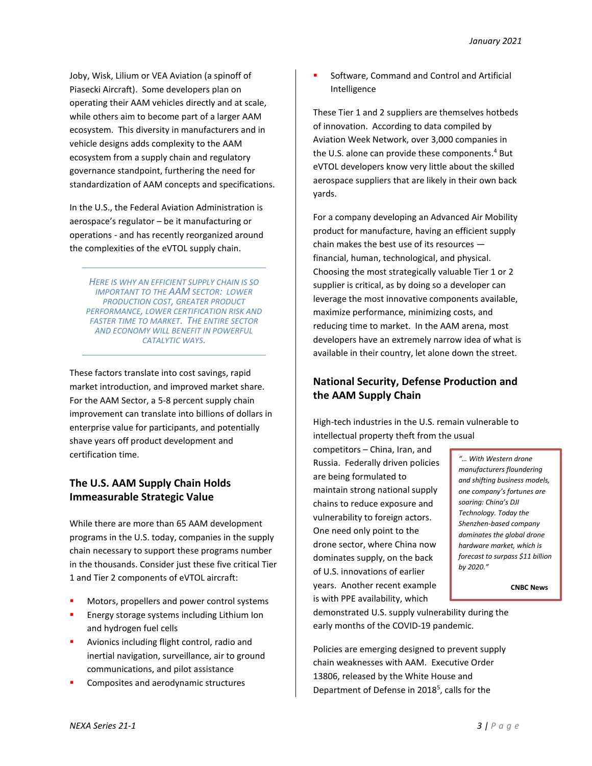Joby, Wisk, Lilium or VEA Aviation (a spinoff of Piasecki Aircraft). Some developers plan on operating their AAM vehicles directly and at scale, while others aim to become part of a larger AAM ecosystem. This diversity in manufacturers and in vehicle designs adds complexity to the AAM ecosystem from a supply chain and regulatory governance standpoint, furthering the need for standardization of AAM concepts and specifications.

In the U.S., the Federal Aviation Administration is aerospace's regulator – be it manufacturing or operations - and has recently reorganized around the complexities of the eVTOL supply chain.

> *HERE IS WHY AN EFFICIENT SUPPLY CHAIN IS SO IMPORTANT TO THE AAM SECTOR: LOWER PRODUCTION COST, GREATER PRODUCT PERFORMANCE, LOWER CERTIFICATION RISK AND FASTER TIME TO MARKET. THE ENTIRE SECTOR AND ECONOMY WILL BENEFIT IN POWERFUL CATALYTIC WAYS.*

These factors translate into cost savings, rapid market introduction, and improved market share. For the AAM Sector, a 5-8 percent supply chain improvement can translate into billions of dollars in enterprise value for participants, and potentially shave years off product development and certification time.

## The U.S. AAM Supply Chain Holds Immeasurable Strategic Value

While there are more than 65 AAM development programs in the U.S. today, companies in the supply chain necessary to support these programs number in the thousands. Consider just these five critical Tier 1 and Tier 2 components of eVTOL aircraft:

- Motors, propellers and power control systems
- Energy storage systems including Lithium Ion and hydrogen fuel cells
- Avionics including flight control, radio and inertial navigation, surveillance, air to ground communications, and pilot assistance
- Composites and aerodynamic structures
- Software, Command and Control and Artificial Intelligence

These Tier 1 and 2 suppliers are themselves hotbeds of innovation. According to data compiled by Aviation Week Network, over 3,000 companies in the U.S. alone can provide these components.[4] But eVTOL developers know very little about the skilled aerospace suppliers that are likely in their own back yards.

For a company developing an Advanced Air Mobility product for manufacture, having an efficient supply chain makes the best use of its resources — financial, human, technological, and physical. Choosing the most strategically valuable Tier 1 or 2 supplier is critical, as by doing so a developer can leverage the most innovative components available, maximize performance, minimizing costs, and reducing time to market. In the AAM arena, most developers have an extremely narrow idea of what is available in their country, let alone down the street.

## National Security, Defense Production and the AAM Supply Chain

High-tech industries in the U.S. remain vulnerable to intellectual property theft from the usual competitors – China, Iran, and Russia. Federally driven policies are being formulated to maintain strong national supply chains to reduce exposure and vulnerability to foreign actors. One need only point to the drone sector, where China now dominates supply, on the back of U.S. innovations of earlier years. Another recent example is with PPE availability, which demonstrated U.S. supply vulnerability during the early months of the COVID-19 pandemic.

> *"... With Western drone manufacturers floundering and shifting business models, one company's fortunes are soaring: China's DJI Technology. Today the Shenzhen-based company dominates the global drone hardware market, which is forecast to surpass $11 billion by 2020."*
>
> **CNBC News**

Policies are emerging designed to prevent supply chain weaknesses with AAM. Executive Order 13806, released by the White House and Department of Defense in 2018[5], calls for the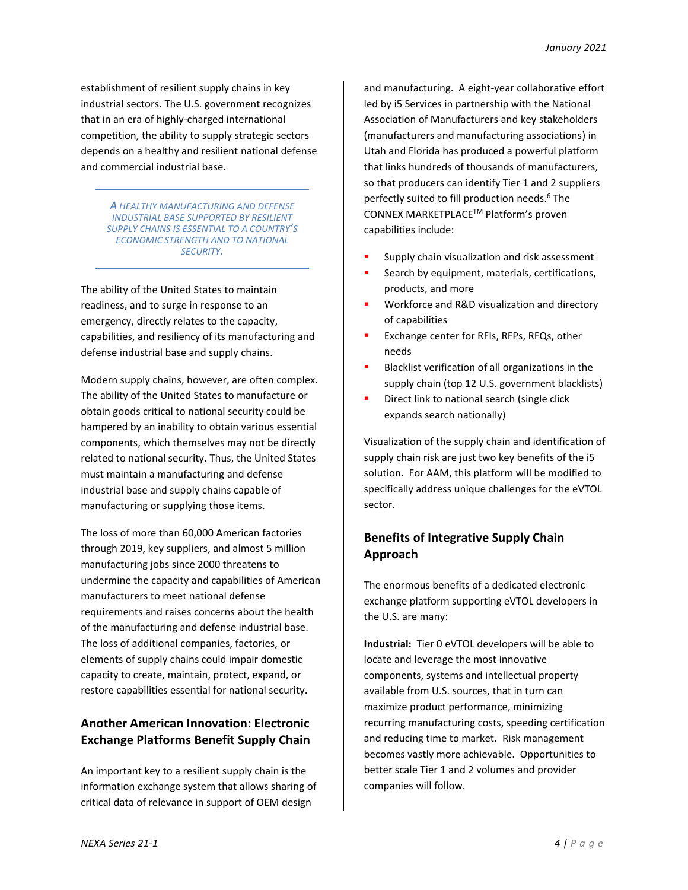establishment of resilient supply chains in key industrial sectors. The U.S. government recognizes that in an era of highly-charged international competition, the ability to supply strategic sectors depends on a healthy and resilient national defense and commercial industrial base.

*A HEALTHY MANUFACTURING AND DEFENSE INDUSTRIAL BASE SUPPORTED BY RESILIENT SUPPLY CHAINS IS ESSENTIAL TO A COUNTRY'S ECONOMIC STRENGTH AND TO NATIONAL SECURITY.*

The ability of the United States to maintain readiness, and to surge in response to an emergency, directly relates to the capacity, capabilities, and resiliency of its manufacturing and defense industrial base and supply chains.

Modern supply chains, however, are often complex. The ability of the United States to manufacture or obtain goods critical to national security could be hampered by an inability to obtain various essential components, which themselves may not be directly related to national security. Thus, the United States must maintain a manufacturing and defense industrial base and supply chains capable of manufacturing or supplying those items.

The loss of more than 60,000 American factories through 2019, key suppliers, and almost 5 million manufacturing jobs since 2000 threatens to undermine the capacity and capabilities of American manufacturers to meet national defense requirements and raises concerns about the health of the manufacturing and defense industrial base. The loss of additional companies, factories, or elements of supply chains could impair domestic capacity to create, maintain, protect, expand, or restore capabilities essential for national security.

## Another American Innovation: Electronic Exchange Platforms Benefit Supply Chain

An important key to a resilient supply chain is the information exchange system that allows sharing of critical data of relevance in support of OEM design and manufacturing. A eight-year collaborative effort led by i5 Services in partnership with the National Association of Manufacturers and key stakeholders (manufacturers and manufacturing associations) in Utah and Florida has produced a powerful platform that links hundreds of thousands of manufacturers, so that producers can identify Tier 1 and 2 suppliers perfectly suited to fill production needs.[6] The CONNEX MARKETPLACE™ Platform's proven capabilities include:

- Supply chain visualization and risk assessment
- Search by equipment, materials, certifications, products, and more
- Workforce and R&D visualization and directory of capabilities
- Exchange center for RFIs, RFPs, RFQs, other needs
- Blacklist verification of all organizations in the supply chain (top 12 U.S. government blacklists)
- Direct link to national search (single click expands search nationally)

Visualization of the supply chain and identification of supply chain risk are just two key benefits of the i5 solution. For AAM, this platform will be modified to specifically address unique challenges for the eVTOL sector.

## Benefits of Integrative Supply Chain Approach

The enormous benefits of a dedicated electronic exchange platform supporting eVTOL developers in the U.S. are many:

**Industrial:** Tier 0 eVTOL developers will be able to locate and leverage the most innovative components, systems and intellectual property available from U.S. sources, that in turn can maximize product performance, minimizing recurring manufacturing costs, speeding certification and reducing time to market. Risk management becomes vastly more achievable. Opportunities to better scale Tier 1 and 2 volumes and provider companies will follow.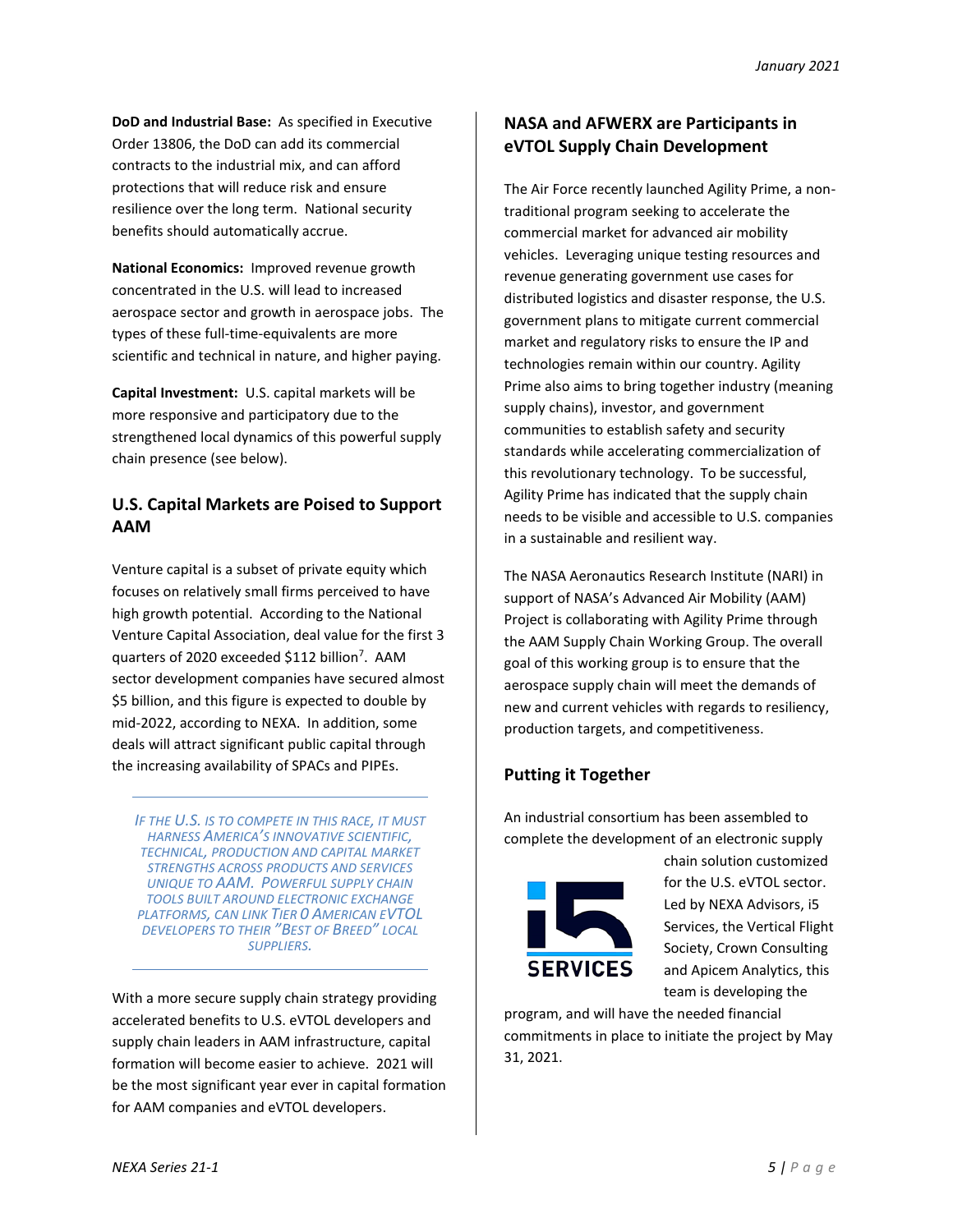**DoD and Industrial Base:** As specified in Executive Order 13806, the DoD can add its commercial contracts to the industrial mix, and can afford protections that will reduce risk and ensure resilience over the long term. National security benefits should automatically accrue.

**National Economics:** Improved revenue growth concentrated in the U.S. will lead to increased aerospace sector and growth in aerospace jobs. The types of these full-time-equivalents are more scientific and technical in nature, and higher paying.

**Capital Investment:** U.S. capital markets will be more responsive and participatory due to the strengthened local dynamics of this powerful supply chain presence (see below).

## U.S. Capital Markets are Poised to Support AAM

Venture capital is a subset of private equity which focuses on relatively small firms perceived to have high growth potential. According to the National Venture Capital Association, deal value for the first 3 quarters of 2020 exceeded $112 billion[7]. AAM sector development companies have secured almost $5 billion, and this figure is expected to double by mid-2022, according to NEXA. In addition, some deals will attract significant public capital through the increasing availability of SPACs and PIPEs.

> *If the U.S. is to compete in this race, it must harness America's innovative scientific, technical, production and capital market strengths across products and services unique to AAM. Powerful supply chain tools built around electronic exchange platforms, can link Tier 0 American eVTOL developers to their "Best of Breed" local suppliers.*

With a more secure supply chain strategy providing accelerated benefits to U.S. eVTOL developers and supply chain leaders in AAM infrastructure, capital formation will become easier to achieve. 2021 will be the most significant year ever in capital formation for AAM companies and eVTOL developers.

## NASA and AFWERX are Participants in eVTOL Supply Chain Development

The Air Force recently launched Agility Prime, a non-traditional program seeking to accelerate the commercial market for advanced air mobility vehicles. Leveraging unique testing resources and revenue generating government use cases for distributed logistics and disaster response, the U.S. government plans to mitigate current commercial market and regulatory risks to ensure the IP and technologies remain within our country. Agility Prime also aims to bring together industry (meaning supply chains), investor, and government communities to establish safety and security standards while accelerating commercialization of this revolutionary technology. To be successful, Agility Prime has indicated that the supply chain needs to be visible and accessible to U.S. companies in a sustainable and resilient way.

The NASA Aeronautics Research Institute (NARI) in support of NASA's Advanced Air Mobility (AAM) Project is collaborating with Agility Prime through the AAM Supply Chain Working Group. The overall goal of this working group is to ensure that the aerospace supply chain will meet the demands of new and current vehicles with regards to resiliency, production targets, and competitiveness.

## Putting it Together

An industrial consortium has been assembled to complete the development of an electronic supply chain solution customized for the U.S. eVTOL sector. Led by NEXA Advisors, i5 Services, the Vertical Flight Society, Crown Consulting and Apicem Analytics, this team is developing the program, and will have the needed financial commitments in place to initiate the project by May 31, 2021.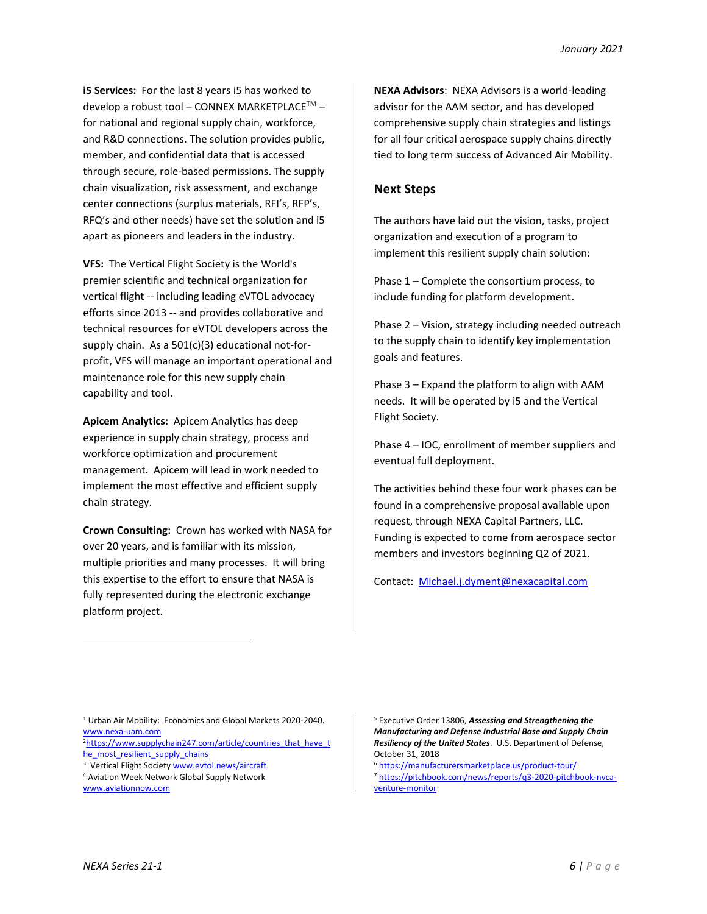**i5 Services:** For the last 8 years i5 has worked to develop a robust tool – CONNEX MARKETPLACE™ – for national and regional supply chain, workforce, and R&D connections. The solution provides public, member, and confidential data that is accessed through secure, role-based permissions. The supply chain visualization, risk assessment, and exchange center connections (surplus materials, RFI's, RFP's, RFQ's and other needs) have set the solution and i5 apart as pioneers and leaders in the industry.

**VFS:** The Vertical Flight Society is the World's premier scientific and technical organization for vertical flight -- including leading eVTOL advocacy efforts since 2013 -- and provides collaborative and technical resources for eVTOL developers across the supply chain. As a 501(c)(3) educational not-for-profit, VFS will manage an important operational and maintenance role for this new supply chain capability and tool.

**Apicem Analytics:** Apicem Analytics has deep experience in supply chain strategy, process and workforce optimization and procurement management. Apicem will lead in work needed to implement the most effective and efficient supply chain strategy.

**Crown Consulting:** Crown has worked with NASA for over 20 years, and is familiar with its mission, multiple priorities and many processes. It will bring this expertise to the effort to ensure that NASA is fully represented during the electronic exchange platform project.

**NEXA Advisors**: NEXA Advisors is a world-leading advisor for the AAM sector, and has developed comprehensive supply chain strategies and listings for all four critical aerospace supply chains directly tied to long term success of Advanced Air Mobility.

## Next Steps

The authors have laid out the vision, tasks, project organization and execution of a program to implement this resilient supply chain solution:

Phase 1 – Complete the consortium process, to include funding for platform development.

Phase 2 – Vision, strategy including needed outreach to the supply chain to identify key implementation goals and features.

Phase 3 – Expand the platform to align with AAM needs. It will be operated by i5 and the Vertical Flight Society.

Phase 4 – IOC, enrollment of member suppliers and eventual full deployment.

The activities behind these four work phases can be found in a comprehensive proposal available upon request, through NEXA Capital Partners, LLC. Funding is expected to come from aerospace sector members and investors beginning Q2 of 2021.

Contact: Michael.j.dyment@nexacapital.com

---

[1] Urban Air Mobility: Economics and Global Markets 2020-2040. www.nexa-uam.com

[2] https://www.supplychain247.com/article/countries_that_have_the_most_resilient_supply_chains

[3] Vertical Flight Society www.evtol.news/aircraft

[4] Aviation Week Network Global Supply Network www.aviationnow.com

[5] Executive Order 13806, ***Assessing and Strengthening the Manufacturing and Defense Industrial Base and Supply Chain Resiliency of the United States***. U.S. Department of Defense, October 31, 2018

[6] https://manufacturersmarketplace.us/product-tour/

[7] https://pitchbook.com/news/reports/q3-2020-pitchbook-nvca-venture-monitor